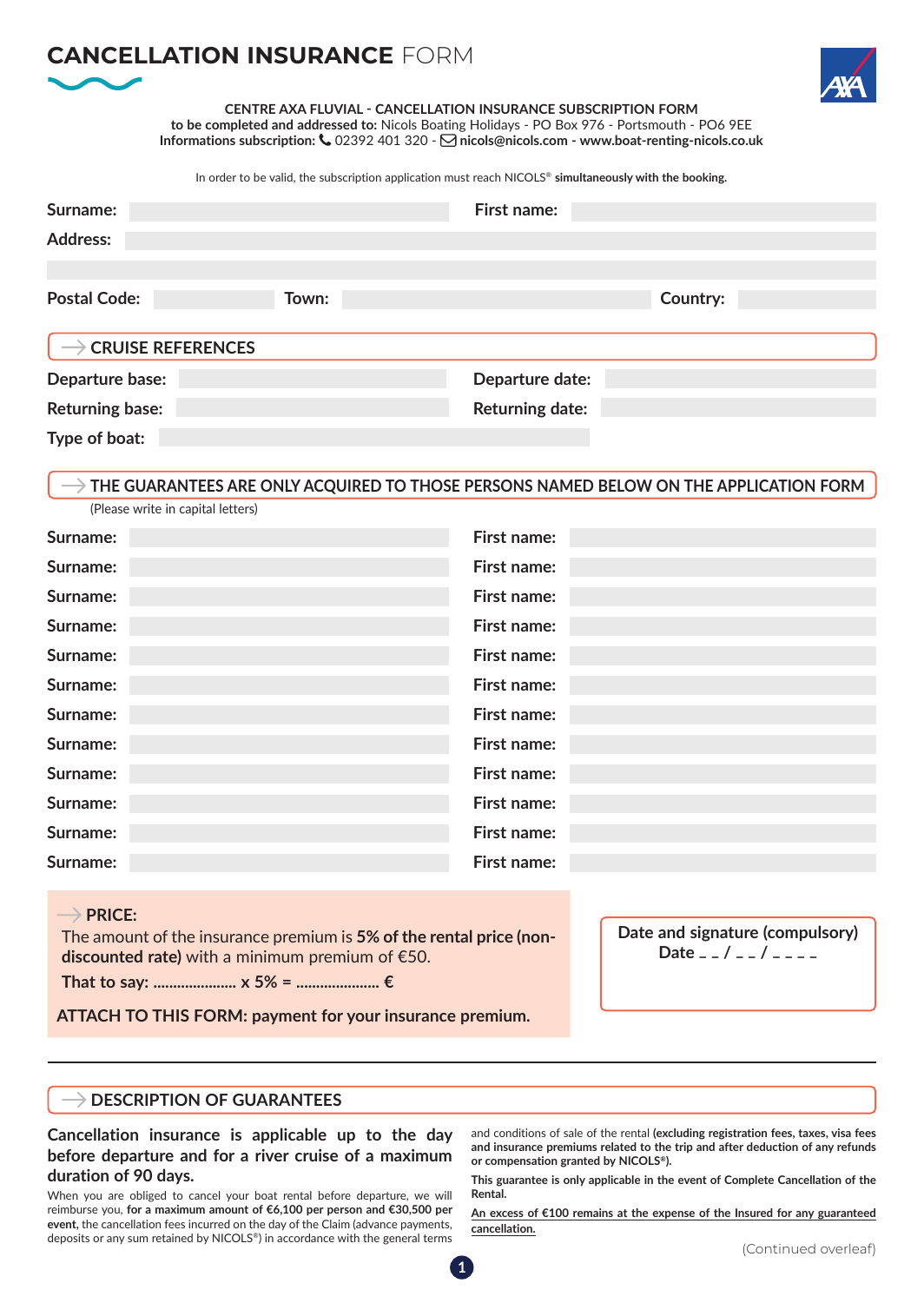# CANCELLATION INSURANCE FORM

**CENTRE AXA FLUVIAL - CANCELLATION INSURANCE SUBSCRIPTION FORM**
**to be completed and addressed to:** Nicols Boating Holidays - PO Box 976 - Portsmouth - PO6 9EE
**Informations subscription:** 02392 401 320 - **nicols@nicols.com - www.boat-renting-nicols.co.uk**

In order to be valid, the subscription application must reach NICOLS® **simultaneously with the booking.**

**Surname:** ______________________ **First name:** ______________________

**Address:** ______________________

______________________

**Postal Code:** __________ **Town:** ______________________ **Country:** __________

## CRUISE REFERENCES

**Departure base:** ______________________ **Departure date:** ______________________

**Returning base:** ______________________ **Returning date:** ______________________

**Type of boat:** ______________________

## THE GUARANTEES ARE ONLY ACQUIRED TO THOSE PERSONS NAMED BELOW ON THE APPLICATION FORM

(Please write in capital letters)

| Surname: | | First name: | |
|---|---|---|---|
| Surname: | | First name: | |
| Surname: | | First name: | |
| Surname: | | First name: | |
| Surname: | | First name: | |
| Surname: | | First name: | |
| Surname: | | First name: | |
| Surname: | | First name: | |
| Surname: | | First name: | |
| Surname: | | First name: | |
| Surname: | | First name: | |
| Surname: | | First name: | |

### PRICE:

The amount of the insurance premium is **5% of the rental price (non-discounted rate)** with a minimum premium of €50.

**That to say: ..................... x 5% = ..................... €**

**ATTACH TO THIS FORM: payment for your insurance premium.**

**Date and signature (compulsory)**
**Date _ _ / _ _ / _ _ _ _**

## DESCRIPTION OF GUARANTEES

**Cancellation insurance is applicable up to the day before departure and for a river cruise of a maximum duration of 90 days.**

When you are obliged to cancel your boat rental before departure, we will reimburse you, **for a maximum amount of €6,100 per person and €30,500 per event,** the cancellation fees incurred on the day of the Claim (advance payments, deposits or any sum retained by NICOLS®) in accordance with the general terms and conditions of sale of the rental **(excluding registration fees, taxes, visa fees and insurance premiums related to the trip and after deduction of any refunds or compensation granted by NICOLS®).**

**This guarantee is only applicable in the event of Complete Cancellation of the Rental.**

**An excess of €100 remains at the expense of the Insured for any guaranteed cancellation.**

(Continued overleaf)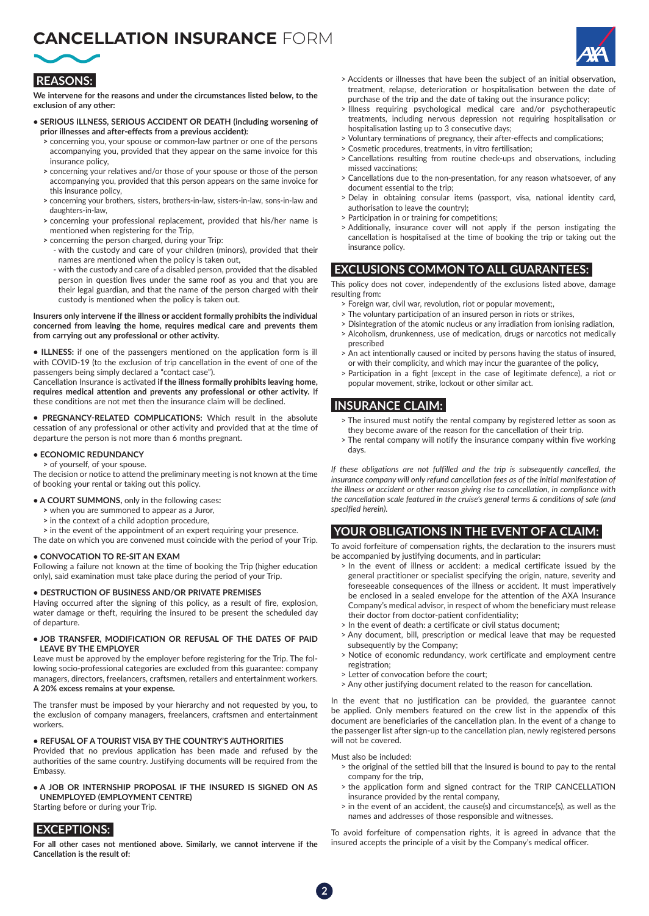# CANCELLATION INSURANCE FORM

## REASONS:

**We intervene for the reasons and under the circumstances listed below, to the exclusion of any other:**

- **SERIOUS ILLNESS, SERIOUS ACCIDENT OR DEATH (including worsening of prior illnesses and after-effects from a previous accident):**
  - > concerning you, your spouse or common-law partner or one of the persons accompanying you, provided that they appear on the same invoice for this insurance policy,
  - > concerning your relatives and/or those of your spouse or those of the person accompanying you, provided that this person appears on the same invoice for this insurance policy,
  - > concerning your brothers, sisters, brothers-in-law, sisters-in-law, sons-in-law and daughters-in-law,
  - > concerning your professional replacement, provided that his/her name is mentioned when registering for the Trip,
  - > concerning the person charged, during your Trip:
    - with the custody and care of your children (minors), provided that their names are mentioned when the policy is taken out,
    - with the custody and care of a disabled person, provided that the disabled person in question lives under the same roof as you and that you are their legal guardian, and that the name of the person charged with their custody is mentioned when the policy is taken out.

**Insurers only intervene if the illness or accident formally prohibits the individual concerned from leaving the home, requires medical care and prevents them from carrying out any professional or other activity.**

• **ILLNESS:** if one of the passengers mentioned on the application form is ill with COVID-19 (to the exclusion of trip cancellation in the event of one of the passengers being simply declared a "contact case").
Cancellation Insurance is activated **if the illness formally prohibits leaving home, requires medical attention and prevents any professional or other activity.** If these conditions are not met then the insurance claim will be declined.

• **PREGNANCY-RELATED COMPLICATIONS:** Which result in the absolute cessation of any professional or other activity and provided that at the time of departure the person is not more than 6 months pregnant.

• **ECONOMIC REDUNDANCY**
  > of yourself, of your spouse.
The decision or notice to attend the preliminary meeting is not known at the time of booking your rental or taking out this policy.

• **A COURT SUMMONS,** only in the following cases**:**
  > when you are summoned to appear as a Juror,
  > in the context of a child adoption procedure,
  > in the event of the appointment of an expert requiring your presence.
The date on which you are convened must coincide with the period of your Trip.

• **CONVOCATION TO RE-SIT AN EXAM**
Following a failure not known at the time of booking the Trip (higher education only), said examination must take place during the period of your Trip.

• **DESTRUCTION OF BUSINESS AND/OR PRIVATE PREMISES**
Having occurred after the signing of this policy, as a result of fire, explosion, water damage or theft, requiring the insured to be present the scheduled day of departure.

• **JOB TRANSFER, MODIFICATION OR REFUSAL OF THE DATES OF PAID LEAVE BY THE EMPLOYER**
Leave must be approved by the employer before registering for the Trip. The following socio-professional categories are excluded from this guarantee: company managers, directors, freelancers, craftsmen, retailers and entertainment workers. **A 20% excess remains at your expense.**

The transfer must be imposed by your hierarchy and not requested by you, to the exclusion of company managers, freelancers, craftsmen and entertainment workers.

• **REFUSAL OF A TOURIST VISA BY THE COUNTRY'S AUTHORITIES**
Provided that no previous application has been made and refused by the authorities of the same country. Justifying documents will be required from the Embassy.

• **A JOB OR INTERNSHIP PROPOSAL IF THE INSURED IS SIGNED ON AS UNEMPLOYED (EMPLOYMENT CENTRE)**
Starting before or during your Trip.

## EXCEPTIONS:

**For all other cases not mentioned above. Similarly, we cannot intervene if the Cancellation is the result of:**

- > Accidents or illnesses that have been the subject of an initial observation, treatment, relapse, deterioration or hospitalisation between the date of purchase of the trip and the date of taking out the insurance policy;
- > Illness requiring psychological medical care and/or psychotherapeutic treatments, including nervous depression not requiring hospitalisation or hospitalisation lasting up to 3 consecutive days;
- > Voluntary terminations of pregnancy, their after-effects and complications;
- > Cosmetic procedures, treatments, in vitro fertilisation;
- > Cancellations resulting from routine check-ups and observations, including missed vaccinations;
- > Cancellations due to the non-presentation, for any reason whatsoever, of any document essential to the trip;
- > Delay in obtaining consular items (passport, visa, national identity card, authorisation to leave the country);
- > Participation in or training for competitions;
- > Additionally, insurance cover will not apply if the person instigating the cancellation is hospitalised at the time of booking the trip or taking out the insurance policy.

## EXCLUSIONS COMMON TO ALL GUARANTEES:

This policy does not cover, independently of the exclusions listed above, damage resulting from:

- > Foreign war, civil war, revolution, riot or popular movement;,
- > The voluntary participation of an insured person in riots or strikes,
- > Disintegration of the atomic nucleus or any irradiation from ionising radiation,
- > Alcoholism, drunkenness, use of medication, drugs or narcotics not medically prescribed
- > An act intentionally caused or incited by persons having the status of insured, or with their complicity, and which may incur the guarantee of the policy,
- > Participation in a fight (except in the case of legitimate defence), a riot or popular movement, strike, lockout or other similar act.

## INSURANCE CLAIM:

- > The insured must notify the rental company by registered letter as soon as they become aware of the reason for the cancellation of their trip.
- > The rental company will notify the insurance company within five working days.

*If these obligations are not fulfilled and the trip is subsequently cancelled, the insurance company will only refund cancellation fees as of the initial manifestation of the illness or accident or other reason giving rise to cancellation, in compliance with the cancellation scale featured in the cruise's general terms & conditions of sale (and specified herein).*

## YOUR OBLIGATIONS IN THE EVENT OF A CLAIM:

To avoid forfeiture of compensation rights, the declaration to the insurers must be accompanied by justifying documents, and in particular:

- > In the event of illness or accident: a medical certificate issued by the general practitioner or specialist specifying the origin, nature, severity and foreseeable consequences of the illness or accident. It must imperatively be enclosed in a sealed envelope for the attention of the AXA Insurance Company's medical advisor, in respect of whom the beneficiary must release their doctor from doctor-patient confidentiality;
- > In the event of death: a certificate or civil status document;
- > Any document, bill, prescription or medical leave that may be requested subsequently by the Company;
- > Notice of economic redundancy, work certificate and employment centre registration;
- > Letter of convocation before the court;
- > Any other justifying document related to the reason for cancellation.

In the event that no justification can be provided, the guarantee cannot be applied. Only members featured on the crew list in the appendix of this document are beneficiaries of the cancellation plan. In the event of a change to the passenger list after sign-up to the cancellation plan, newly registered persons will not be covered.

Must also be included:

- > the original of the settled bill that the Insured is bound to pay to the rental company for the trip,
- > the application form and signed contract for the TRIP CANCELLATION insurance provided by the rental company,
- > in the event of an accident, the cause(s) and circumstance(s), as well as the names and addresses of those responsible and witnesses.

To avoid forfeiture of compensation rights, it is agreed in advance that the insured accepts the principle of a visit by the Company's medical officer.